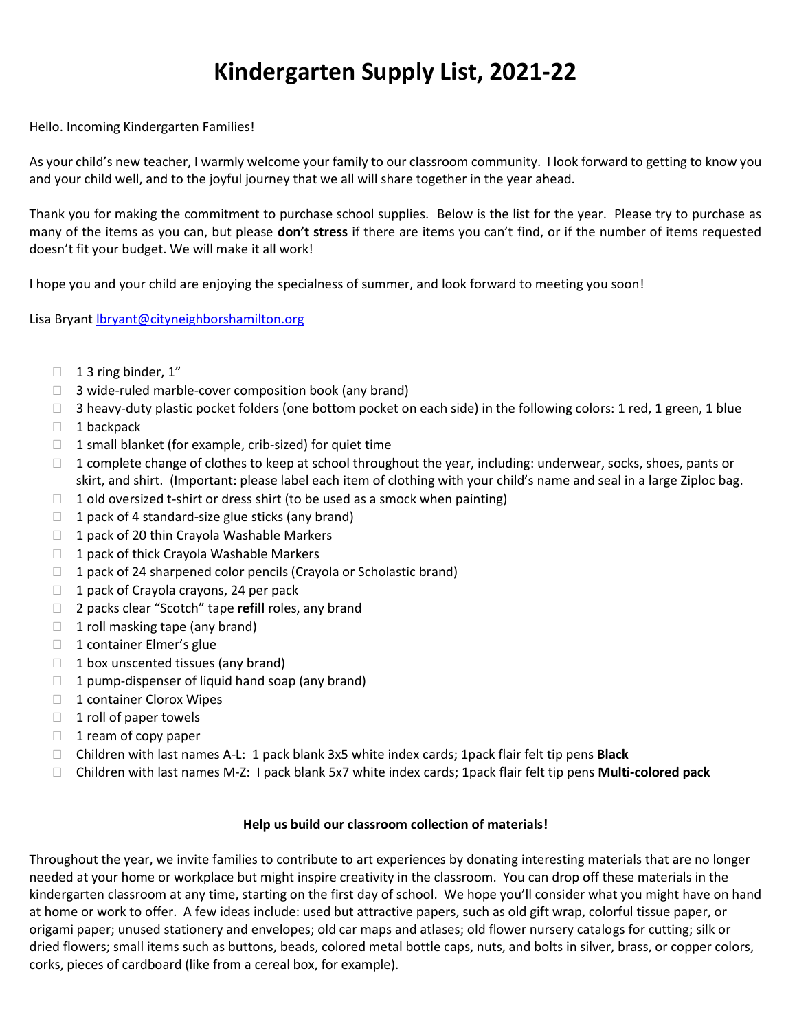# Kindergarten Supply List, 2021-22

Hello. Incoming Kindergarten Families!

As your child's new teacher, I warmly welcome your family to our classroom community. I look forward to getting to know you and your child well, and to the joyful journey that we all will share together in the year ahead.

Thank you for making the commitment to purchase school supplies. Below is the list for the year. Please try to purchase as many of the items as you can, but please **don't stress** if there are items you can't find, or if the number of items requested doesn't fit your budget. We will make it all work!

I hope you and your child are enjoying the specialness of summer, and look forward to meeting you soon!

Lisa Bryant lbryant@cityneighborshamilton.org

- ☐ 1 3 ring binder, 1"
- ☐ 3 wide-ruled marble-cover composition book (any brand)
- ☐ 3 heavy-duty plastic pocket folders (one bottom pocket on each side) in the following colors: 1 red, 1 green, 1 blue
- ☐ 1 backpack
- ☐ 1 small blanket (for example, crib-sized) for quiet time
- ☐ 1 complete change of clothes to keep at school throughout the year, including: underwear, socks, shoes, pants or skirt, and shirt. (Important: please label each item of clothing with your child's name and seal in a large Ziploc bag.
- ☐ 1 old oversized t-shirt or dress shirt (to be used as a smock when painting)
- ☐ 1 pack of 4 standard-size glue sticks (any brand)
- ☐ 1 pack of 20 thin Crayola Washable Markers
- ☐ 1 pack of thick Crayola Washable Markers
- ☐ 1 pack of 24 sharpened color pencils (Crayola or Scholastic brand)
- ☐ 1 pack of Crayola crayons, 24 per pack
- ☐ 2 packs clear "Scotch" tape **refill** roles, any brand
- ☐ 1 roll masking tape (any brand)
- ☐ 1 container Elmer's glue
- ☐ 1 box unscented tissues (any brand)
- ☐ 1 pump-dispenser of liquid hand soap (any brand)
- ☐ 1 container Clorox Wipes
- ☐ 1 roll of paper towels
- ☐ 1 ream of copy paper
- ☐ Children with last names A-L: 1 pack blank 3x5 white index cards; 1pack flair felt tip pens **Black**
- ☐ Children with last names M-Z: I pack blank 5x7 white index cards; 1pack flair felt tip pens **Multi-colored pack**

**Help us build our classroom collection of materials!**

Throughout the year, we invite families to contribute to art experiences by donating interesting materials that are no longer needed at your home or workplace but might inspire creativity in the classroom. You can drop off these materials in the kindergarten classroom at any time, starting on the first day of school. We hope you'll consider what you might have on hand at home or work to offer. A few ideas include: used but attractive papers, such as old gift wrap, colorful tissue paper, or origami paper; unused stationery and envelopes; old car maps and atlases; old flower nursery catalogs for cutting; silk or dried flowers; small items such as buttons, beads, colored metal bottle caps, nuts, and bolts in silver, brass, or copper colors, corks, pieces of cardboard (like from a cereal box, for example).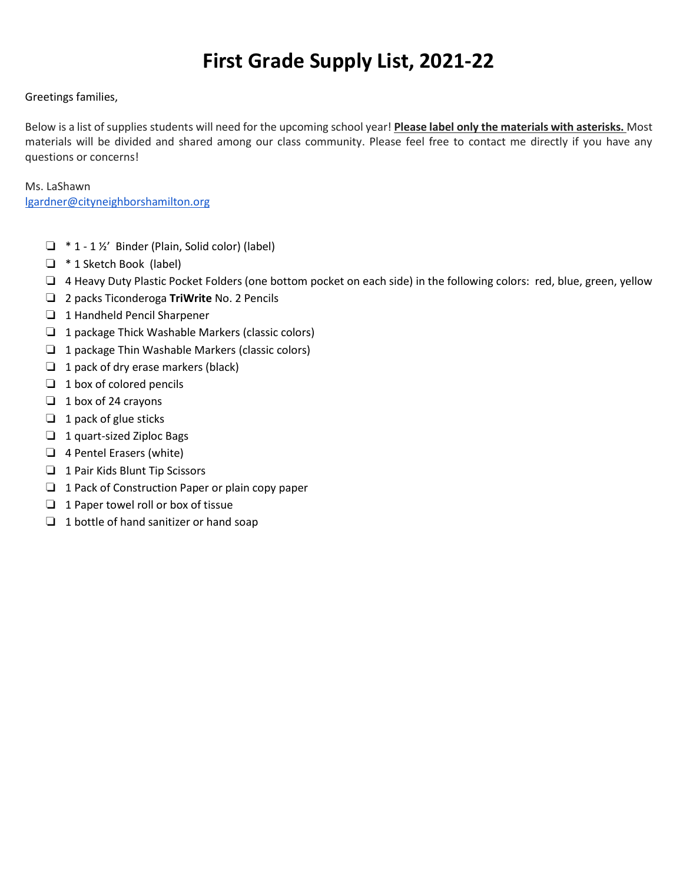# First Grade Supply List, 2021-22

Greetings families,

Below is a list of supplies students will need for the upcoming school year! **Please label only the materials with asterisks.** Most materials will be divided and shared among our class community. Please feel free to contact me directly if you have any questions or concerns!

Ms. LaShawn
[lgardner@cityneighborshamilton.org](mailto:lgardner@cityneighborshamilton.org)

- ❑ * 1 - 1 ½' Binder (Plain, Solid color) (label)
- ❑ * 1 Sketch Book (label)
- ❑ 4 Heavy Duty Plastic Pocket Folders (one bottom pocket on each side) in the following colors: red, blue, green, yellow
- ❑ 2 packs Ticonderoga **TriWrite** No. 2 Pencils
- ❑ 1 Handheld Pencil Sharpener
- ❑ 1 package Thick Washable Markers (classic colors)
- ❑ 1 package Thin Washable Markers (classic colors)
- ❑ 1 pack of dry erase markers (black)
- ❑ 1 box of colored pencils
- ❑ 1 box of 24 crayons
- ❑ 1 pack of glue sticks
- ❑ 1 quart-sized Ziploc Bags
- ❑ 4 Pentel Erasers (white)
- ❑ 1 Pair Kids Blunt Tip Scissors
- ❑ 1 Pack of Construction Paper or plain copy paper
- ❑ 1 Paper towel roll or box of tissue
- ❑ 1 bottle of hand sanitizer or hand soap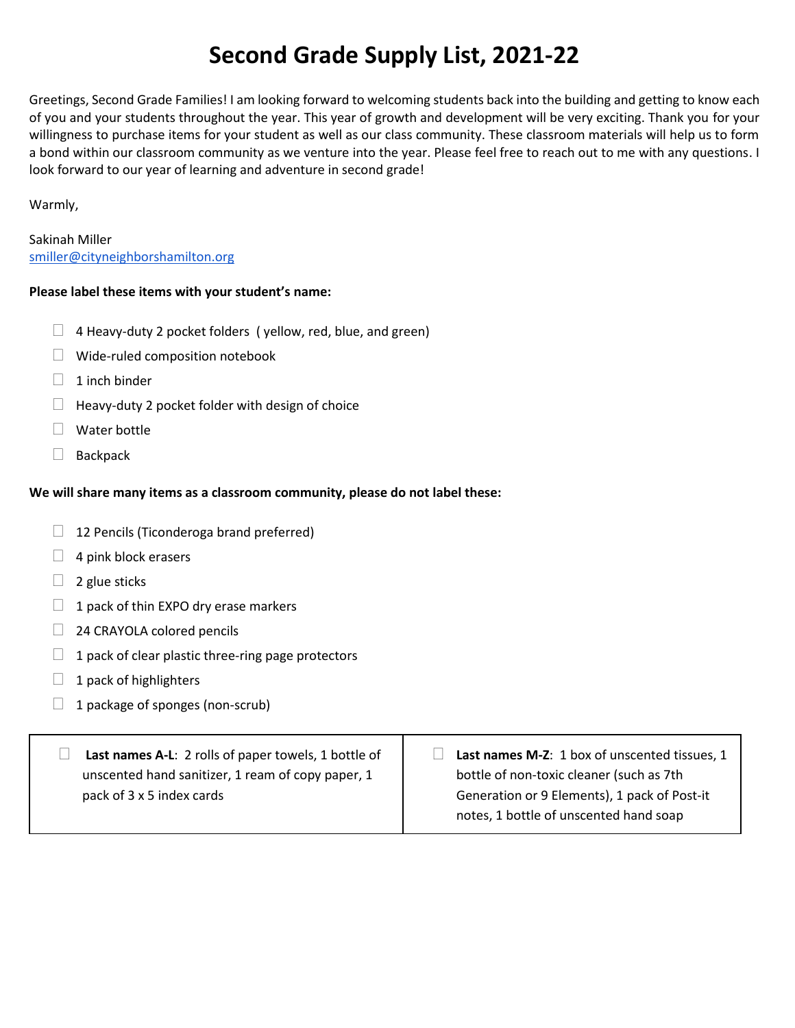# Second Grade Supply List, 2021-22

Greetings, Second Grade Families! I am looking forward to welcoming students back into the building and getting to know each of you and your students throughout the year. This year of growth and development will be very exciting. Thank you for your willingness to purchase items for your student as well as our class community. These classroom materials will help us to form a bond within our classroom community as we venture into the year. Please feel free to reach out to me with any questions. I look forward to our year of learning and adventure in second grade!

Warmly,

Sakinah Miller
smiller@cityneighborshamilton.org

**Please label these items with your student's name:**

- ☐ 4 Heavy-duty 2 pocket folders ( yellow, red, blue, and green)
- ☐ Wide-ruled composition notebook
- ☐ 1 inch binder
- ☐ Heavy-duty 2 pocket folder with design of choice
- ☐ Water bottle
- ☐ Backpack

**We will share many items as a classroom community, please do not label these:**

- ☐ 12 Pencils (Ticonderoga brand preferred)
- ☐ 4 pink block erasers
- ☐ 2 glue sticks
- ☐ 1 pack of thin EXPO dry erase markers
- ☐ 24 CRAYOLA colored pencils
- ☐ 1 pack of clear plastic three-ring page protectors
- ☐ 1 pack of highlighters
- ☐ 1 package of sponges (non-scrub)

| | |
|---|---|
| ☐ **Last names A-L**: 2 rolls of paper towels, 1 bottle of unscented hand sanitizer, 1 ream of copy paper, 1 pack of 3 x 5 index cards | ☐ **Last names M-Z**: 1 box of unscented tissues, 1 bottle of non-toxic cleaner (such as 7th Generation or 9 Elements), 1 pack of Post-it notes, 1 bottle of unscented hand soap |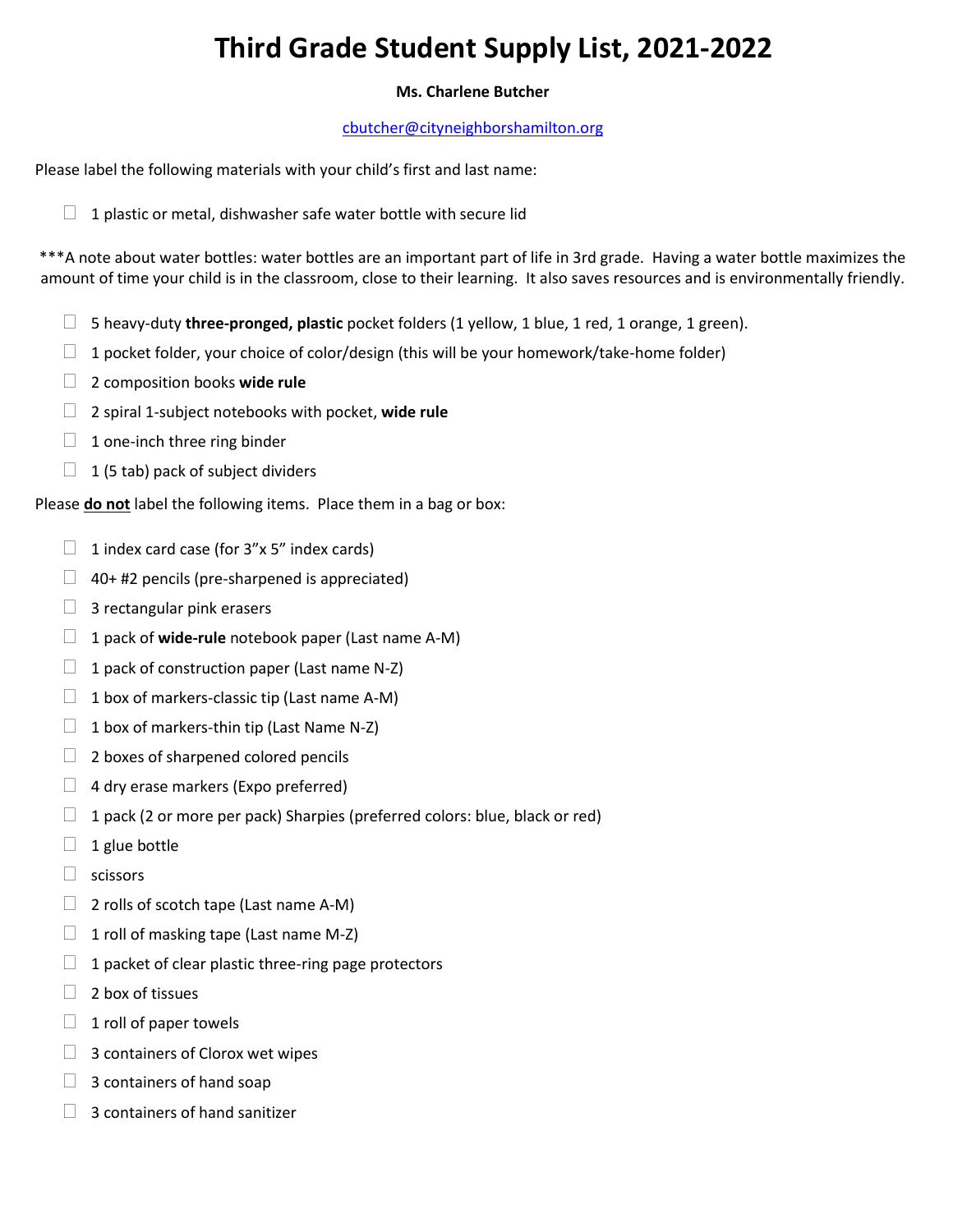# Third Grade Student Supply List, 2021-2022

**Ms. Charlene Butcher**

cbutcher@cityneighborshamilton.org

Please label the following materials with your child's first and last name:

- ☐ 1 plastic or metal, dishwasher safe water bottle with secure lid

***A note about water bottles: water bottles are an important part of life in 3rd grade. Having a water bottle maximizes the amount of time your child is in the classroom, close to their learning. It also saves resources and is environmentally friendly.

- ☐ 5 heavy-duty **three-pronged, plastic** pocket folders (1 yellow, 1 blue, 1 red, 1 orange, 1 green).
- ☐ 1 pocket folder, your choice of color/design (this will be your homework/take-home folder)
- ☐ 2 composition books **wide rule**
- ☐ 2 spiral 1-subject notebooks with pocket, **wide rule**
- ☐ 1 one-inch three ring binder
- ☐ 1 (5 tab) pack of subject dividers

Please **<u>do not</u>** label the following items. Place them in a bag or box:

- ☐ 1 index card case (for 3"x 5" index cards)
- ☐ 40+ #2 pencils (pre-sharpened is appreciated)
- ☐ 3 rectangular pink erasers
- ☐ 1 pack of **wide-rule** notebook paper (Last name A-M)
- ☐ 1 pack of construction paper (Last name N-Z)
- ☐ 1 box of markers-classic tip (Last name A-M)
- ☐ 1 box of markers-thin tip (Last Name N-Z)
- ☐ 2 boxes of sharpened colored pencils
- ☐ 4 dry erase markers (Expo preferred)
- ☐ 1 pack (2 or more per pack) Sharpies (preferred colors: blue, black or red)
- ☐ 1 glue bottle
- ☐ scissors
- ☐ 2 rolls of scotch tape (Last name A-M)
- ☐ 1 roll of masking tape (Last name M-Z)
- ☐ 1 packet of clear plastic three-ring page protectors
- ☐ 2 box of tissues
- ☐ 1 roll of paper towels
- ☐ 3 containers of Clorox wet wipes
- ☐ 3 containers of hand soap
- ☐ 3 containers of hand sanitizer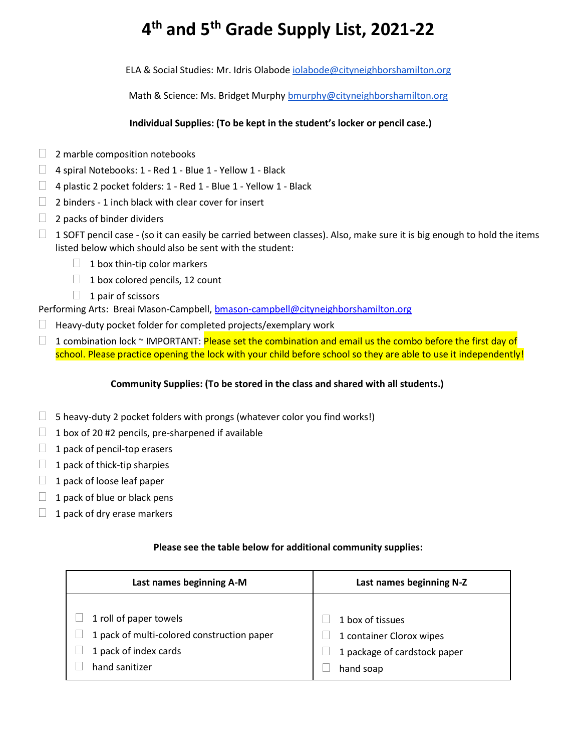# 4th and 5th Grade Supply List, 2021-22

ELA & Social Studies: Mr. Idris Olabode iolabode@cityneighborshamilton.org

Math & Science: Ms. Bridget Murphy bmurphy@cityneighborshamilton.org

**Individual Supplies: (To be kept in the student's locker or pencil case.)**

- ☐ 2 marble composition notebooks
- ☐ 4 spiral Notebooks: 1 - Red 1 - Blue 1 - Yellow 1 - Black
- ☐ 4 plastic 2 pocket folders: 1 - Red 1 - Blue 1 - Yellow 1 - Black
- ☐ 2 binders - 1 inch black with clear cover for insert
- ☐ 2 packs of binder dividers
- ☐ 1 SOFT pencil case - (so it can easily be carried between classes). Also, make sure it is big enough to hold the items listed below which should also be sent with the student:
  - ☐ 1 box thin-tip color markers
  - ☐ 1 box colored pencils, 12 count
  - ☐ 1 pair of scissors

Performing Arts: Breai Mason-Campbell, bmason-campbell@cityneighborshamilton.org

- ☐ Heavy-duty pocket folder for completed projects/exemplary work
- ☐ 1 combination lock ~ IMPORTANT: Please set the combination and email us the combo before the first day of school. Please practice opening the lock with your child before school so they are able to use it independently!

**Community Supplies: (To be stored in the class and shared with all students.)**

- ☐ 5 heavy-duty 2 pocket folders with prongs (whatever color you find works!)
- ☐ 1 box of 20 #2 pencils, pre-sharpened if available
- ☐ 1 pack of pencil-top erasers
- ☐ 1 pack of thick-tip sharpies
- ☐ 1 pack of loose leaf paper
- ☐ 1 pack of blue or black pens
- ☐ 1 pack of dry erase markers

**Please see the table below for additional community supplies:**

| Last names beginning A-M | Last names beginning N-Z |
|---|---|
| ☐ 1 roll of paper towels<br>☐ 1 pack of multi-colored construction paper<br>☐ 1 pack of index cards<br>☐ hand sanitizer | ☐ 1 box of tissues<br>☐ 1 container Clorox wipes<br>☐ 1 package of cardstock paper<br>☐ hand soap |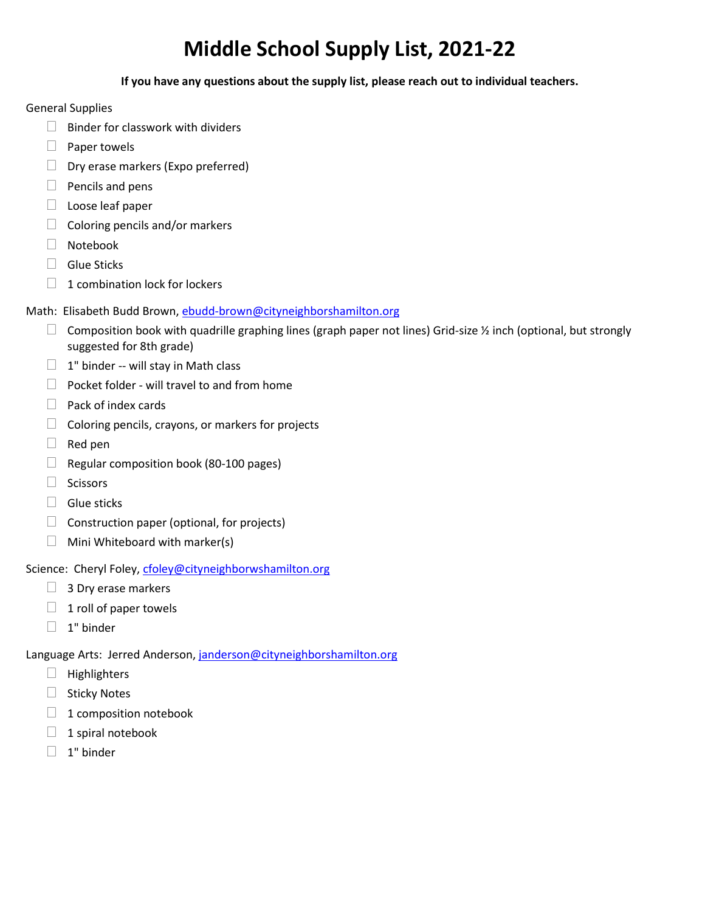# Middle School Supply List, 2021-22

**If you have any questions about the supply list, please reach out to individual teachers.**

General Supplies

- ☐ Binder for classwork with dividers
- ☐ Paper towels
- ☐ Dry erase markers (Expo preferred)
- ☐ Pencils and pens
- ☐ Loose leaf paper
- ☐ Coloring pencils and/or markers
- ☐ Notebook
- ☐ Glue Sticks
- ☐ 1 combination lock for lockers

Math: Elisabeth Budd Brown, ebudd-brown@cityneighborshamilton.org

- ☐ Composition book with quadrille graphing lines (graph paper not lines) Grid-size ½ inch (optional, but strongly suggested for 8th grade)
- ☐ 1" binder -- will stay in Math class
- ☐ Pocket folder - will travel to and from home
- ☐ Pack of index cards
- ☐ Coloring pencils, crayons, or markers for projects
- ☐ Red pen
- ☐ Regular composition book (80-100 pages)
- ☐ Scissors
- ☐ Glue sticks
- ☐ Construction paper (optional, for projects)
- ☐ Mini Whiteboard with marker(s)

Science: Cheryl Foley, cfoley@cityneighborwshamilton.org

- ☐ 3 Dry erase markers
- ☐ 1 roll of paper towels
- ☐ 1" binder

Language Arts: Jerred Anderson, janderson@cityneighborshamilton.org

- ☐ Highlighters
- ☐ Sticky Notes
- ☐ 1 composition notebook
- ☐ 1 spiral notebook
- ☐ 1" binder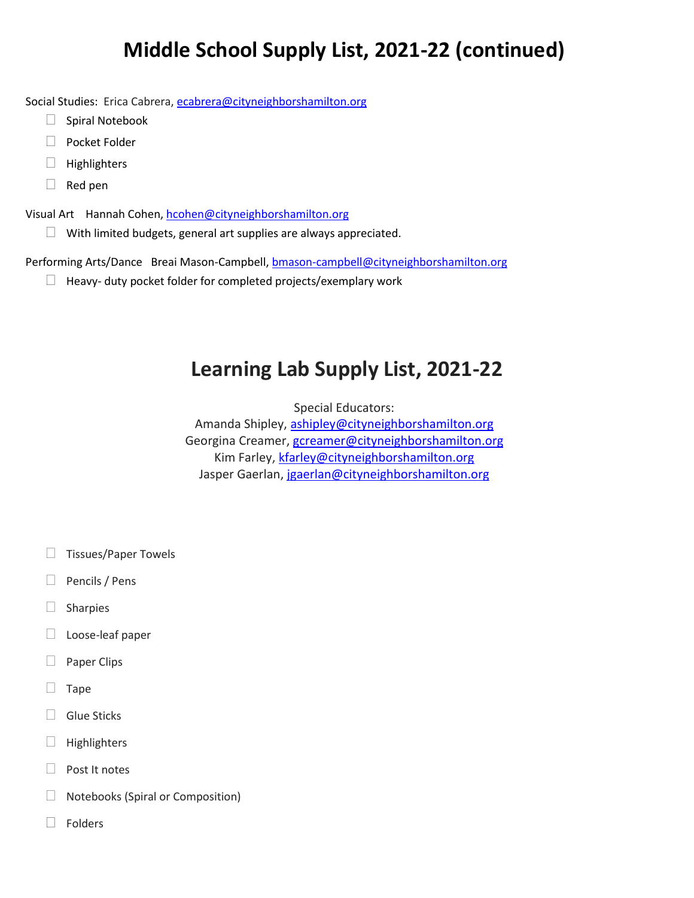# Middle School Supply List, 2021-22 (continued)

Social Studies: Erica Cabrera, ecabrera@cityneighborshamilton.org

- ☐ Spiral Notebook
- ☐ Pocket Folder
- ☐ Highlighters
- ☐ Red pen

Visual Art Hannah Cohen, hcohen@cityneighborshamilton.org

- ☐ With limited budgets, general art supplies are always appreciated.

Performing Arts/Dance Breai Mason-Campbell, bmason-campbell@cityneighborshamilton.org

- ☐ Heavy- duty pocket folder for completed projects/exemplary work

# Learning Lab Supply List, 2021-22

Special Educators:
Amanda Shipley, ashipley@cityneighborshamilton.org
Georgina Creamer, gcreamer@cityneighborshamilton.org
Kim Farley, kfarley@cityneighborshamilton.org
Jasper Gaerlan, jgaerlan@cityneighborshamilton.org

- ☐ Tissues/Paper Towels
- ☐ Pencils / Pens
- ☐ Sharpies
- ☐ Loose-leaf paper
- ☐ Paper Clips
- ☐ Tape
- ☐ Glue Sticks
- ☐ Highlighters
- ☐ Post It notes
- ☐ Notebooks (Spiral or Composition)
- ☐ Folders